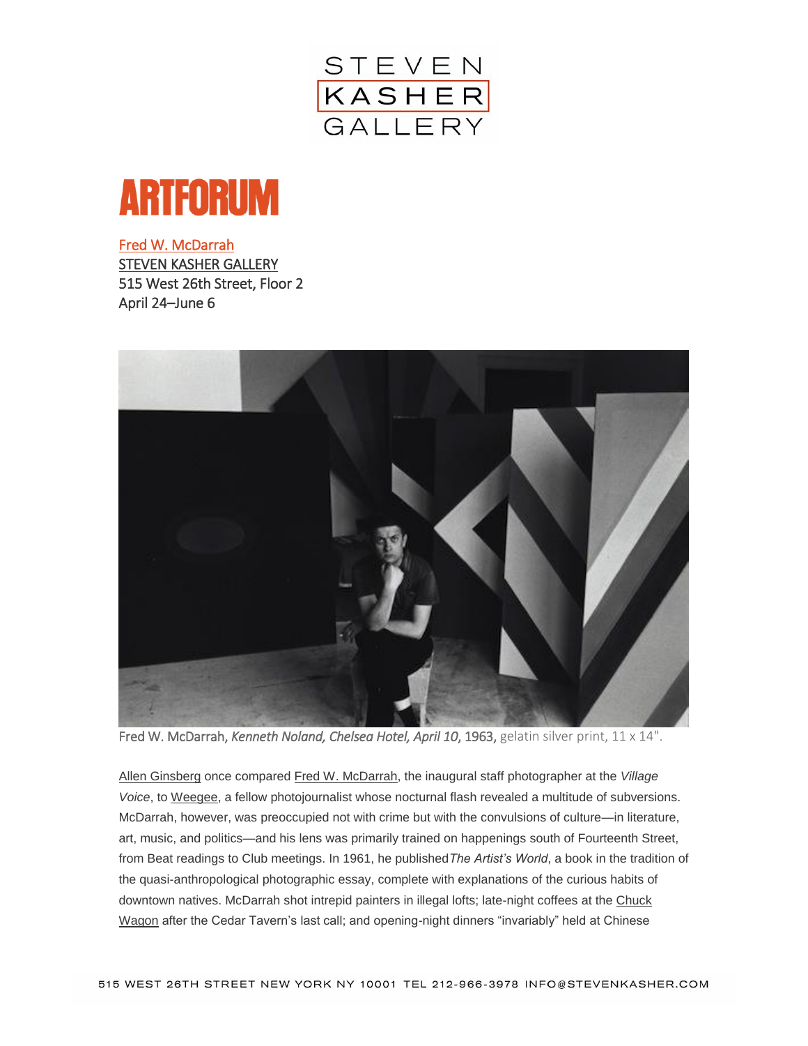STEVEN KASHER GALLERY

# ARTFORUM

Fred W. McDarrah
STEVEN KASHER GALLERY
515 West 26th Street, Floor 2
April 24–June 6

Fred W. McDarrah, *Kenneth Noland, Chelsea Hotel, April 10,* 1963, gelatin silver print, 11 x 14".

Allen Ginsberg once compared Fred W. McDarrah, the inaugural staff photographer at the *Village Voice*, to Weegee, a fellow photojournalist whose nocturnal flash revealed a multitude of subversions. McDarrah, however, was preoccupied not with crime but with the convulsions of culture—in literature, art, music, and politics—and his lens was primarily trained on happenings south of Fourteenth Street, from Beat readings to Club meetings. In 1961, he published *The Artist's World*, a book in the tradition of the quasi-anthropological photographic essay, complete with explanations of the curious habits of downtown natives. McDarrah shot intrepid painters in illegal lofts; late-night coffees at the Chuck Wagon after the Cedar Tavern's last call; and opening-night dinners "invariably" held at Chinese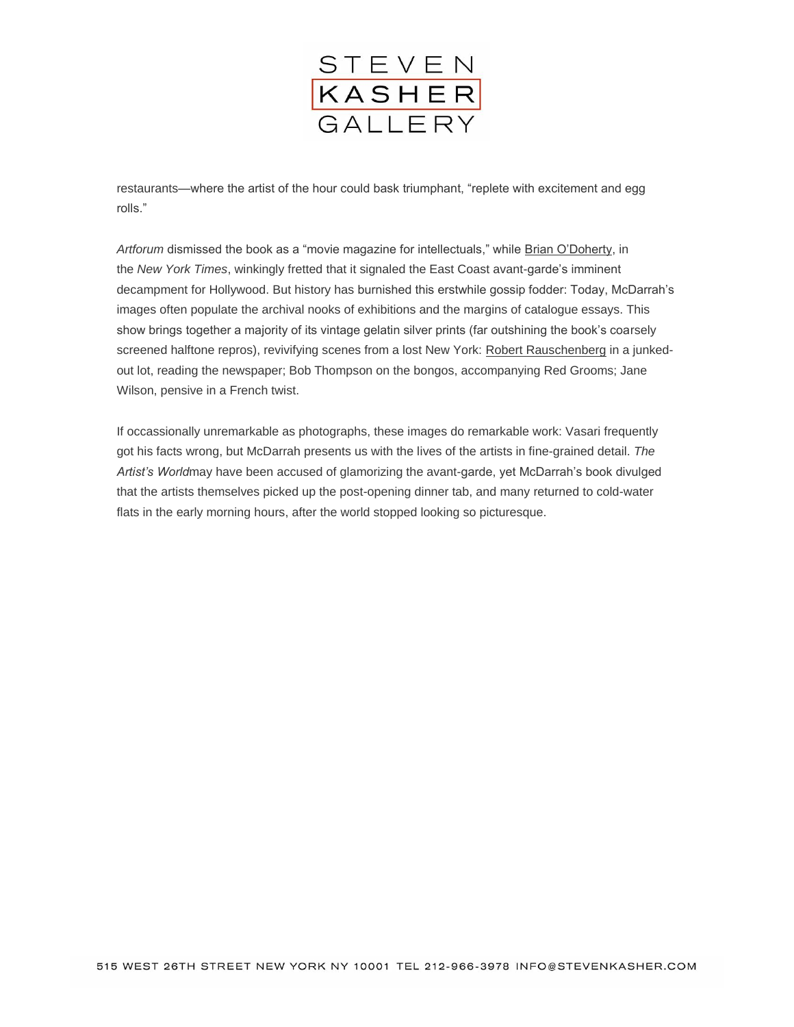restaurants—where the artist of the hour could bask triumphant, “replete with excitement and egg rolls.”

*Artforum* dismissed the book as a “movie magazine for intellectuals,” while Brian O’Doherty, in the *New York Times*, winkingly fretted that it signaled the East Coast avant-garde’s imminent decampment for Hollywood. But history has burnished this erstwhile gossip fodder: Today, McDarrah’s images often populate the archival nooks of exhibitions and the margins of catalogue essays. This show brings together a majority of its vintage gelatin silver prints (far outshining the book’s coarsely screened halftone repros), revivifying scenes from a lost New York: Robert Rauschenberg in a junked-out lot, reading the newspaper; Bob Thompson on the bongos, accompanying Red Grooms; Jane Wilson, pensive in a French twist.

If occassionally unremarkable as photographs, these images do remarkable work: Vasari frequently got his facts wrong, but McDarrah presents us with the lives of the artists in fine-grained detail. *The Artist’s World*may have been accused of glamorizing the avant-garde, yet McDarrah’s book divulged that the artists themselves picked up the post-opening dinner tab, and many returned to cold-water flats in the early morning hours, after the world stopped looking so picturesque.